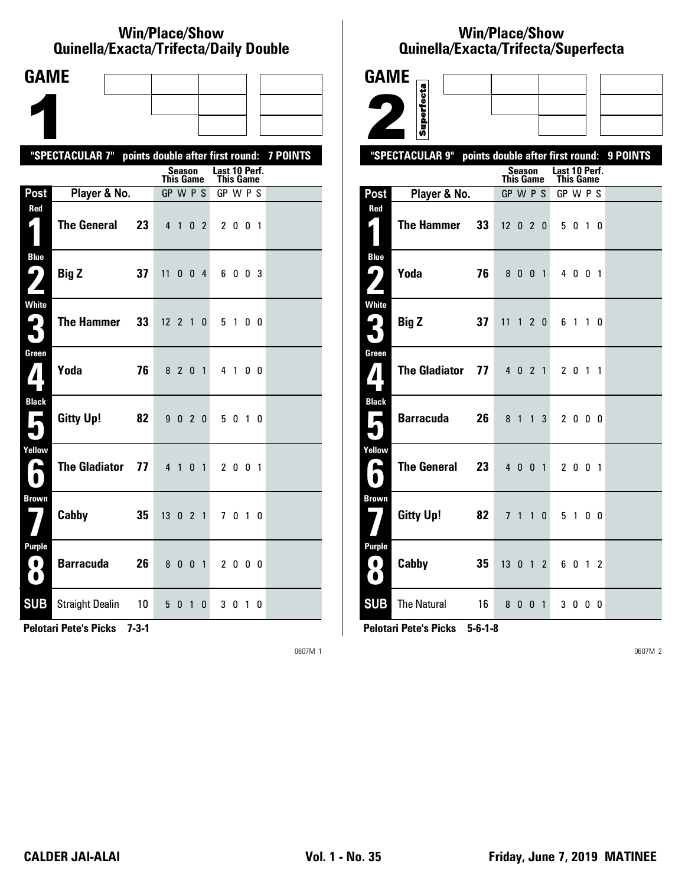## Win/Place/Show Quinella/Exacta/Trifecta/Daily Double

# GAME 1

**"SPECTACULAR 7" points double after first round: 7 POINTS**

| Post | Player & No. | | Season This Game GP W P S | Last 10 Perf. This Game GP W P S |
|---|---|---|---|---|
| Red 1 | The General | 23 | 4 1 0 2 | 2 0 0 1 |
| Blue 2 | Big Z | 37 | 11 0 0 4 | 6 0 0 3 |
| White 3 | The Hammer | 33 | 12 2 1 0 | 5 1 0 0 |
| Green 4 | Yoda | 76 | 8 2 0 1 | 4 1 0 0 |
| Black 5 | Gitty Up! | 82 | 9 0 2 0 | 5 0 1 0 |
| Yellow 6 | The Gladiator | 77 | 4 1 0 1 | 2 0 0 1 |
| Brown 7 | Cabby | 35 | 13 0 2 1 | 7 0 1 0 |
| Purple 8 | Barracuda | 26 | 8 0 0 1 | 2 0 0 0 |
| SUB | Straight Dealin | 10 | 5 0 1 0 | 3 0 1 0 |

**Pelotari Pete's Picks 7-3-1**

0607M 1

## Win/Place/Show Quinella/Exacta/Trifecta/Superfecta

# GAME 2

Superfecta

**"SPECTACULAR 9" points double after first round: 9 POINTS**

| Post | Player & No. | | Season This Game GP W P S | Last 10 Perf. This Game GP W P S |
|---|---|---|---|---|
| Red 1 | The Hammer | 33 | 12 0 2 0 | 5 0 1 0 |
| Blue 2 | Yoda | 76 | 8 0 0 1 | 4 0 0 1 |
| White 3 | Big Z | 37 | 11 1 2 0 | 6 1 1 0 |
| Green 4 | The Gladiator | 77 | 4 0 2 1 | 2 0 1 1 |
| Black 5 | Barracuda | 26 | 8 1 1 3 | 2 0 0 0 |
| Yellow 6 | The General | 23 | 4 0 0 1 | 2 0 0 1 |
| Brown 7 | Gitty Up! | 82 | 7 1 1 0 | 5 1 0 0 |
| Purple 8 | Cabby | 35 | 13 0 1 2 | 6 0 1 2 |
| SUB | The Natural | 16 | 8 0 0 1 | 3 0 0 0 |

**Pelotari Pete's Picks 5-6-1-8**

0607M 2

**CALDER JAI-ALAI** **Vol. 1 - No. 35** **Friday, June 7, 2019 MATINEE**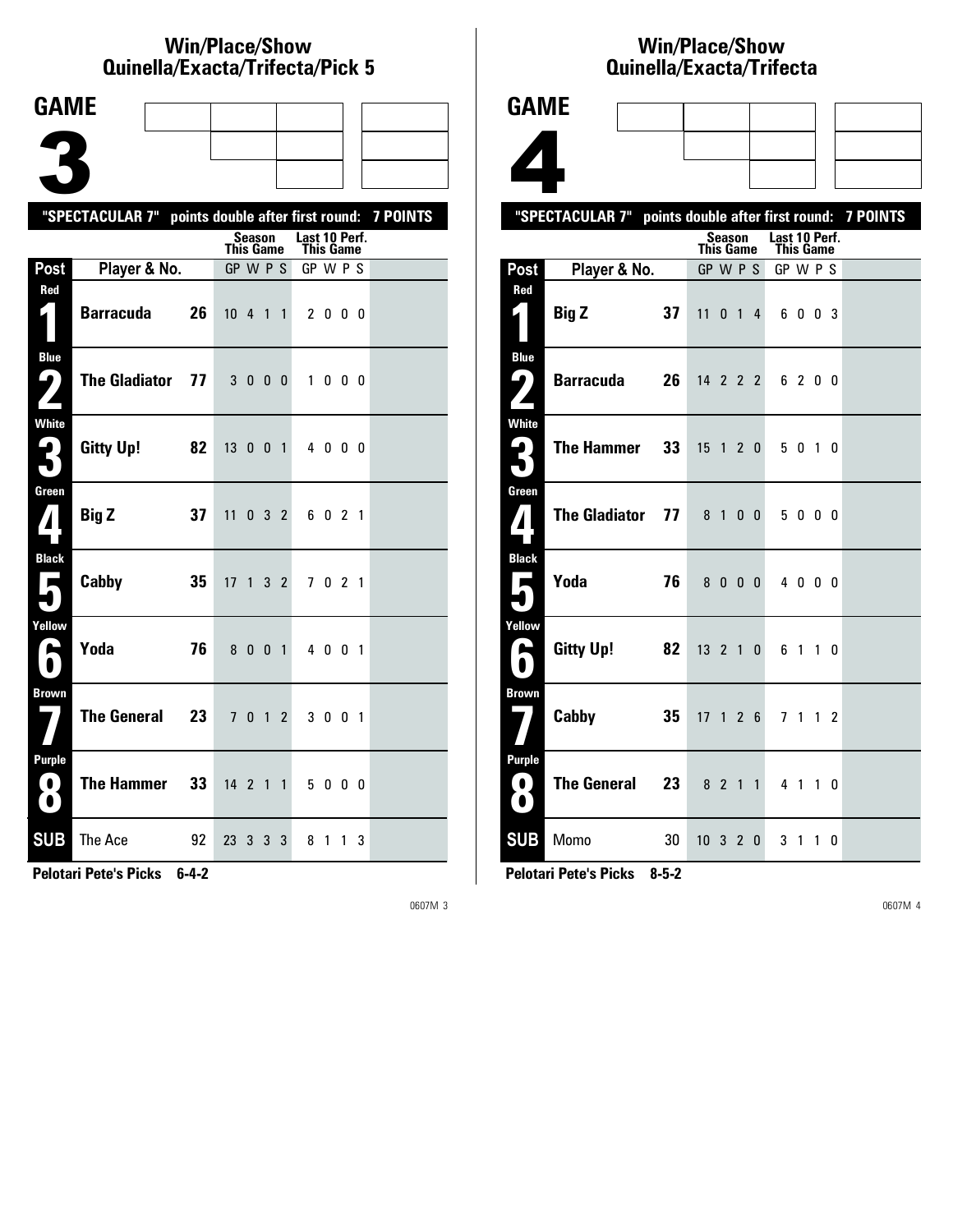## Win/Place/Show
## Quinella/Exacta/Trifecta/Pick 5

# GAME 3

"SPECTACULAR 7" points double after first round: 7 POINTS

| Post | Player & No. | | Season This Game GP W P S | Last 10 Perf. This Game GP W P S |
|---|---|---|---|---|
| Red 1 | Barracuda | 26 | 10 4 1 1 | 2 0 0 0 |
| Blue 2 | The Gladiator | 77 | 3 0 0 0 | 1 0 0 0 |
| White 3 | Gitty Up! | 82 | 13 0 0 1 | 4 0 0 0 |
| Green 4 | Big Z | 37 | 11 0 3 2 | 6 0 2 1 |
| Black 5 | Cabby | 35 | 17 1 3 2 | 7 0 2 1 |
| Yellow 6 | Yoda | 76 | 8 0 0 1 | 4 0 0 1 |
| Brown 7 | The General | 23 | 7 0 1 2 | 3 0 0 1 |
| Purple 8 | The Hammer | 33 | 14 2 1 1 | 5 0 0 0 |
| SUB | The Ace | 92 | 23 3 3 3 | 8 1 1 3 |

**Pelotari Pete's Picks 6-4-2**

0607M 3

## Win/Place/Show
## Quinella/Exacta/Trifecta

# GAME 4

"SPECTACULAR 7" points double after first round: 7 POINTS

| Post | Player & No. | | Season This Game GP W P S | Last 10 Perf. This Game GP W P S |
|---|---|---|---|---|
| Red 1 | Big Z | 37 | 11 0 1 4 | 6 0 0 3 |
| Blue 2 | Barracuda | 26 | 14 2 2 2 | 6 2 0 0 |
| White 3 | The Hammer | 33 | 15 1 2 0 | 5 0 1 0 |
| Green 4 | The Gladiator | 77 | 8 1 0 0 | 5 0 0 0 |
| Black 5 | Yoda | 76 | 8 0 0 0 | 4 0 0 0 |
| Yellow 6 | Gitty Up! | 82 | 13 2 1 0 | 6 1 1 0 |
| Brown 7 | Cabby | 35 | 17 1 2 6 | 7 1 1 2 |
| Purple 8 | The General | 23 | 8 2 1 1 | 4 1 1 0 |
| SUB | Momo | 30 | 10 3 2 0 | 3 1 1 0 |

**Pelotari Pete's Picks 8-5-2**

0607M 4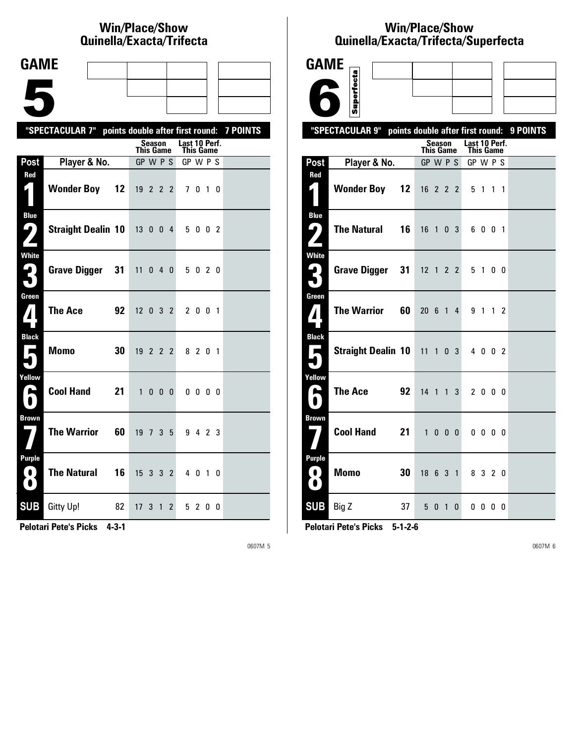# Win/Place/Show Quinella/Exacta/Trifecta

## GAME 5

**"SPECTACULAR 7" points double after first round: 7 POINTS**

| Post | Player & No. | | Season This Game GP W P S | Last 10 Perf. This Game GP W P S |
|---|---|---|---|---|
| Red 1 | **Wonder Boy** | **12** | 19 2 2 2 | 7 0 1 0 |
| Blue 2 | **Straight Dealin** | **10** | 13 0 0 4 | 5 0 0 2 |
| White 3 | **Grave Digger** | **31** | 11 0 4 0 | 5 0 2 0 |
| Green 4 | **The Ace** | **92** | 12 0 3 2 | 2 0 0 1 |
| Black 5 | **Momo** | **30** | 19 2 2 2 | 8 2 0 1 |
| Yellow 6 | **Cool Hand** | **21** | 1 0 0 0 | 0 0 0 0 |
| Brown 7 | **The Warrior** | **60** | 19 7 3 5 | 9 4 2 3 |
| Purple 8 | **The Natural** | **16** | 15 3 3 2 | 4 0 1 0 |
| SUB | Gitty Up! | 82 | 17 3 1 2 | 5 2 0 0 |

**Pelotari Pete's Picks 4-3-1**

0607M 5

# Win/Place/Show Quinella/Exacta/Trifecta/Superfecta

## GAME 6

Superfecta

**"SPECTACULAR 9" points double after first round: 9 POINTS**

| Post | Player & No. | | Season This Game GP W P S | Last 10 Perf. This Game GP W P S |
|---|---|---|---|---|
| Red 1 | **Wonder Boy** | **12** | 16 2 2 2 | 5 1 1 1 |
| Blue 2 | **The Natural** | **16** | 16 1 0 3 | 6 0 0 1 |
| White 3 | **Grave Digger** | **31** | 12 1 2 2 | 5 1 0 0 |
| Green 4 | **The Warrior** | **60** | 20 6 1 4 | 9 1 1 2 |
| Black 5 | **Straight Dealin** | **10** | 11 1 0 3 | 4 0 0 2 |
| Yellow 6 | **The Ace** | **92** | 14 1 1 3 | 2 0 0 0 |
| Brown 7 | **Cool Hand** | **21** | 1 0 0 0 | 0 0 0 0 |
| Purple 8 | **Momo** | **30** | 18 6 3 1 | 8 3 2 0 |
| SUB | Big Z | 37 | 5 0 1 0 | 0 0 0 0 |

**Pelotari Pete's Picks 5-1-2-6**

0607M 6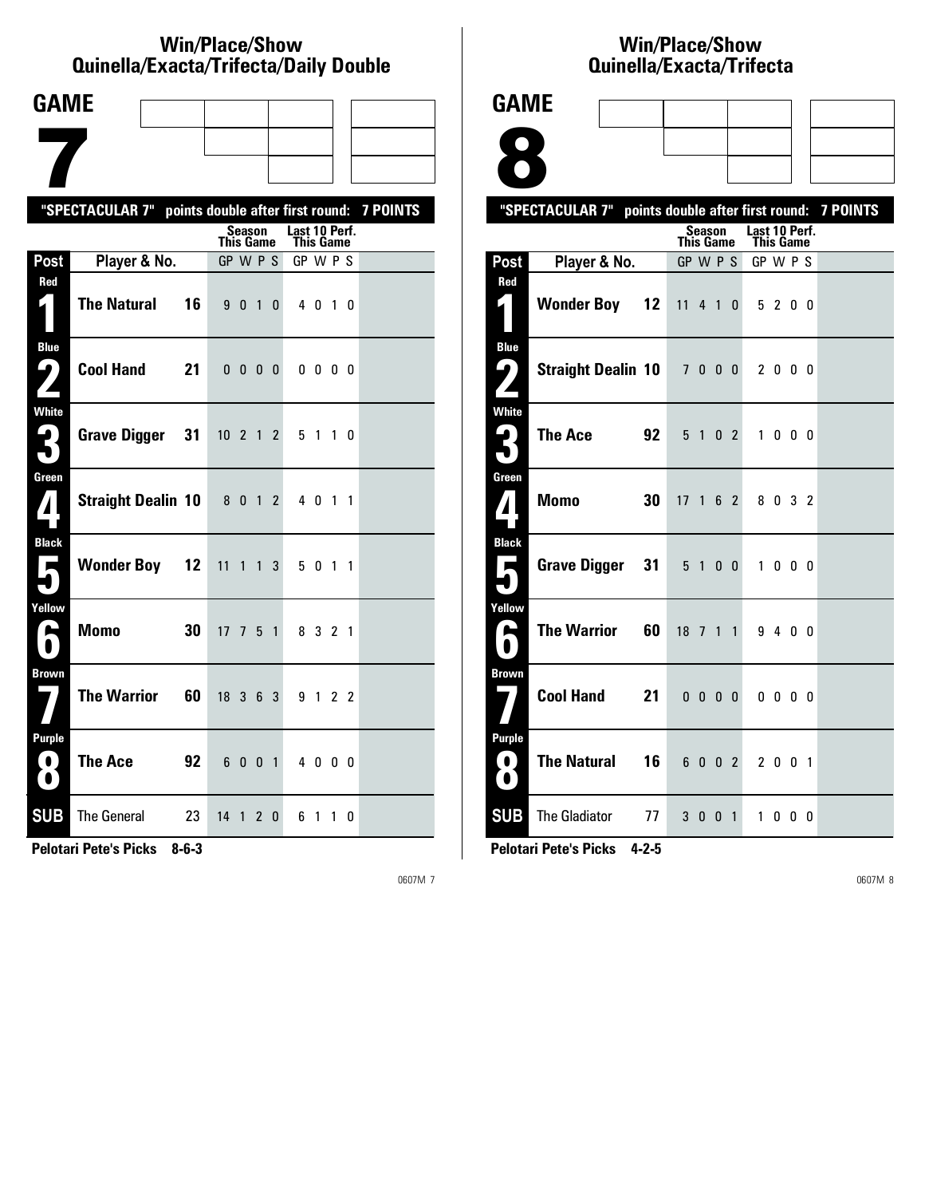## Win/Place/Show
## Quinella/Exacta/Trifecta/Daily Double

# GAME 7

"SPECTACULAR 7" points double after first round: 7 POINTS

| Post | Player & No. | | Season This Game GP W P S | Last 10 Perf. This Game GP W P S |
|---|---|---|---|---|
| Red 1 | The Natural | 16 | 9 0 1 0 | 4 0 1 0 |
| Blue 2 | Cool Hand | 21 | 0 0 0 0 | 0 0 0 0 |
| White 3 | Grave Digger | 31 | 10 2 1 2 | 5 1 1 0 |
| Green 4 | Straight Dealin | 10 | 8 0 1 2 | 4 0 1 1 |
| Black 5 | Wonder Boy | 12 | 11 1 1 3 | 5 0 1 1 |
| Yellow 6 | Momo | 30 | 17 7 5 1 | 8 3 2 1 |
| Brown 7 | The Warrior | 60 | 18 3 6 3 | 9 1 2 2 |
| Purple 8 | The Ace | 92 | 6 0 0 1 | 4 0 0 0 |
| SUB | The General | 23 | 14 1 2 0 | 6 1 1 0 |

**Pelotari Pete's Picks 8-6-3**

0607M 7

## Win/Place/Show
## Quinella/Exacta/Trifecta

# GAME 8

"SPECTACULAR 7" points double after first round: 7 POINTS

| Post | Player & No. | | Season This Game GP W P S | Last 10 Perf. This Game GP W P S |
|---|---|---|---|---|
| Red 1 | Wonder Boy | 12 | 11 4 1 0 | 5 2 0 0 |
| Blue 2 | Straight Dealin | 10 | 7 0 0 0 | 2 0 0 0 |
| White 3 | The Ace | 92 | 5 1 0 2 | 1 0 0 0 |
| Green 4 | Momo | 30 | 17 1 6 2 | 8 0 3 2 |
| Black 5 | Grave Digger | 31 | 5 1 0 0 | 1 0 0 0 |
| Yellow 6 | The Warrior | 60 | 18 7 1 1 | 9 4 0 0 |
| Brown 7 | Cool Hand | 21 | 0 0 0 0 | 0 0 0 0 |
| Purple 8 | The Natural | 16 | 6 0 0 2 | 2 0 0 1 |
| SUB | The Gladiator | 77 | 3 0 0 1 | 1 0 0 0 |

**Pelotari Pete's Picks 4-2-5**

0607M 8